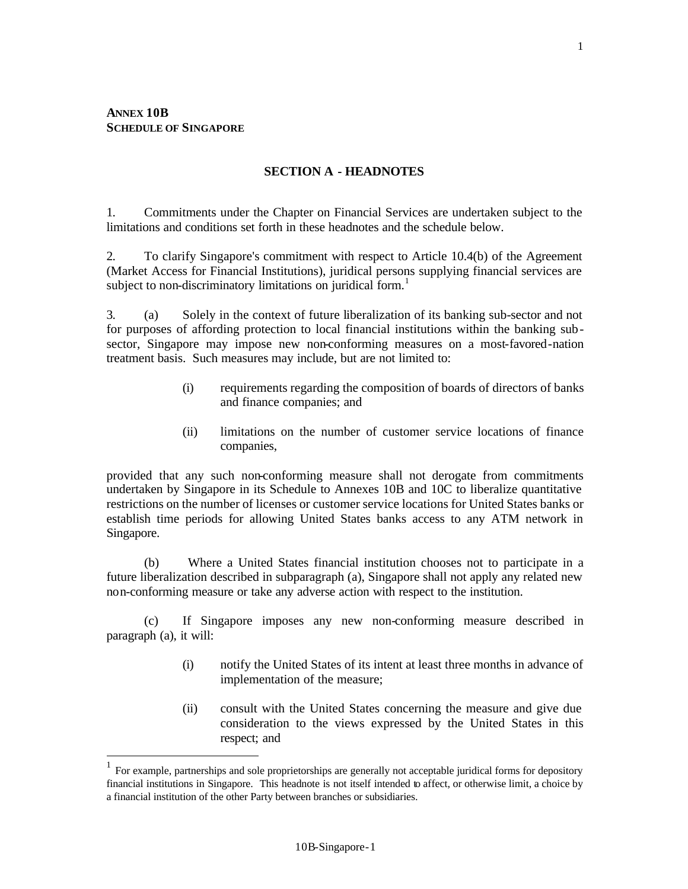**ANNEX 10B**
**SCHEDULE OF SINGAPORE**

## SECTION A - HEADNOTES

1. Commitments under the Chapter on Financial Services are undertaken subject to the limitations and conditions set forth in these headnotes and the schedule below.

2. To clarify Singapore's commitment with respect to Article 10.4(b) of the Agreement (Market Access for Financial Institutions), juridical persons supplying financial services are subject to non-discriminatory limitations on juridical form.[1]

3. (a) Solely in the context of future liberalization of its banking sub-sector and not for purposes of affording protection to local financial institutions within the banking sub-sector, Singapore may impose new non-conforming measures on a most-favored-nation treatment basis. Such measures may include, but are not limited to:

   (i) requirements regarding the composition of boards of directors of banks and finance companies; and

   (ii) limitations on the number of customer service locations of finance companies,

provided that any such non-conforming measure shall not derogate from commitments undertaken by Singapore in its Schedule to Annexes 10B and 10C to liberalize quantitative restrictions on the number of licenses or customer service locations for United States banks or establish time periods for allowing United States banks access to any ATM network in Singapore.

(b) Where a United States financial institution chooses not to participate in a future liberalization described in subparagraph (a), Singapore shall not apply any related new non-conforming measure or take any adverse action with respect to the institution.

(c) If Singapore imposes any new non-conforming measure described in paragraph (a), it will:

   (i) notify the United States of its intent at least three months in advance of implementation of the measure;

   (ii) consult with the United States concerning the measure and give due consideration to the views expressed by the United States in this respect; and

---

[1] For example, partnerships and sole proprietorships are generally not acceptable juridical forms for depository financial institutions in Singapore. This headnote is not itself intended to affect, or otherwise limit, a choice by a financial institution of the other Party between branches or subsidiaries.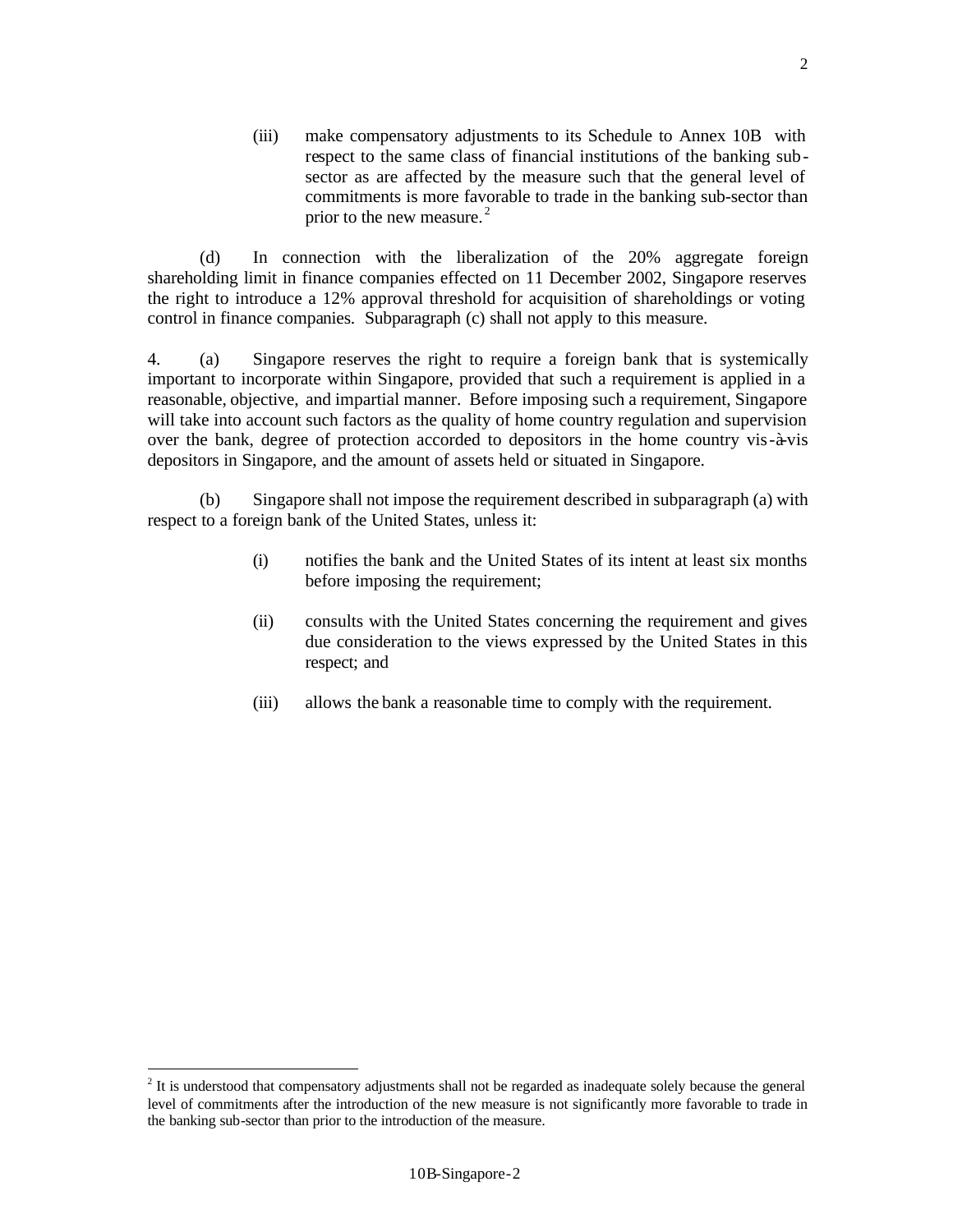(iii) make compensatory adjustments to its Schedule to Annex 10B with respect to the same class of financial institutions of the banking sub-sector as are affected by the measure such that the general level of commitments is more favorable to trade in the banking sub-sector than prior to the new measure.[2]

(d) In connection with the liberalization of the 20% aggregate foreign shareholding limit in finance companies effected on 11 December 2002, Singapore reserves the right to introduce a 12% approval threshold for acquisition of shareholdings or voting control in finance companies. Subparagraph (c) shall not apply to this measure.

4. (a) Singapore reserves the right to require a foreign bank that is systemically important to incorporate within Singapore, provided that such a requirement is applied in a reasonable, objective, and impartial manner. Before imposing such a requirement, Singapore will take into account such factors as the quality of home country regulation and supervision over the bank, degree of protection accorded to depositors in the home country vis-à-vis depositors in Singapore, and the amount of assets held or situated in Singapore.

(b) Singapore shall not impose the requirement described in subparagraph (a) with respect to a foreign bank of the United States, unless it:

(i) notifies the bank and the United States of its intent at least six months before imposing the requirement;

(ii) consults with the United States concerning the requirement and gives due consideration to the views expressed by the United States in this respect; and

(iii) allows the bank a reasonable time to comply with the requirement.

[2] It is understood that compensatory adjustments shall not be regarded as inadequate solely because the general level of commitments after the introduction of the new measure is not significantly more favorable to trade in the banking sub-sector than prior to the introduction of the measure.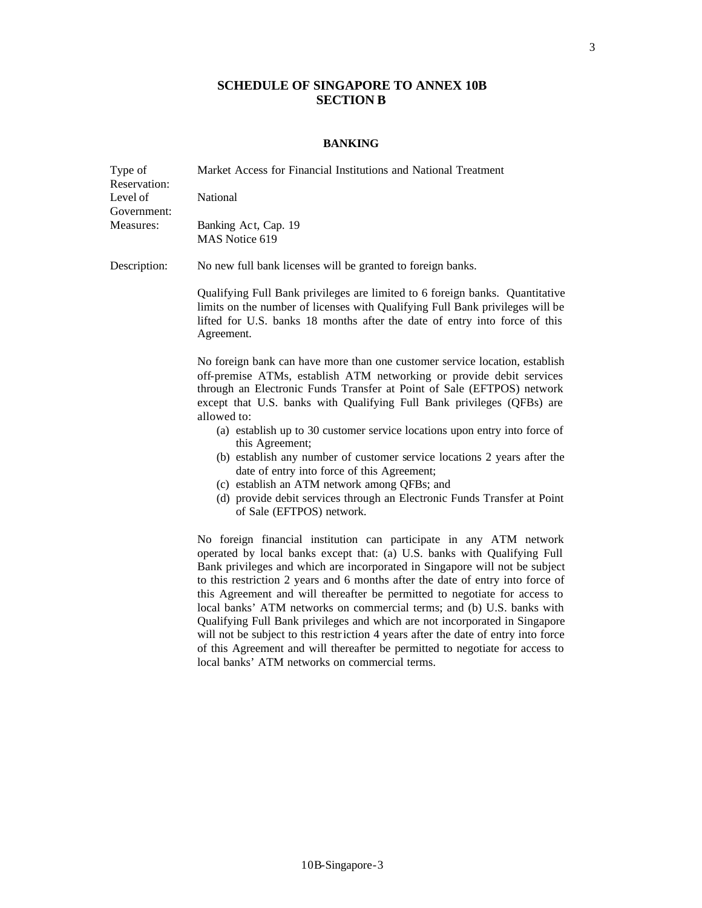## SCHEDULE OF SINGAPORE TO ANNEX 10B
## SECTION B

### BANKING

| | |
|---|---|
| Type of Reservation: | Market Access for Financial Institutions and National Treatment |
| Level of Government: | National |
| Measures: | Banking Act, Cap. 19<br>MAS Notice 619 |

Description: No new full bank licenses will be granted to foreign banks.

Qualifying Full Bank privileges are limited to 6 foreign banks. Quantitative limits on the number of licenses with Qualifying Full Bank privileges will be lifted for U.S. banks 18 months after the date of entry into force of this Agreement.

No foreign bank can have more than one customer service location, establish off-premise ATMs, establish ATM networking or provide debit services through an Electronic Funds Transfer at Point of Sale (EFTPOS) network except that U.S. banks with Qualifying Full Bank privileges (QFBs) are allowed to:

(a) establish up to 30 customer service locations upon entry into force of this Agreement;
(b) establish any number of customer service locations 2 years after the date of entry into force of this Agreement;
(c) establish an ATM network among QFBs; and
(d) provide debit services through an Electronic Funds Transfer at Point of Sale (EFTPOS) network.

No foreign financial institution can participate in any ATM network operated by local banks except that: (a) U.S. banks with Qualifying Full Bank privileges and which are incorporated in Singapore will not be subject to this restriction 2 years and 6 months after the date of entry into force of this Agreement and will thereafter be permitted to negotiate for access to local banks' ATM networks on commercial terms; and (b) U.S. banks with Qualifying Full Bank privileges and which are not incorporated in Singapore will not be subject to this restriction 4 years after the date of entry into force of this Agreement and will thereafter be permitted to negotiate for access to local banks' ATM networks on commercial terms.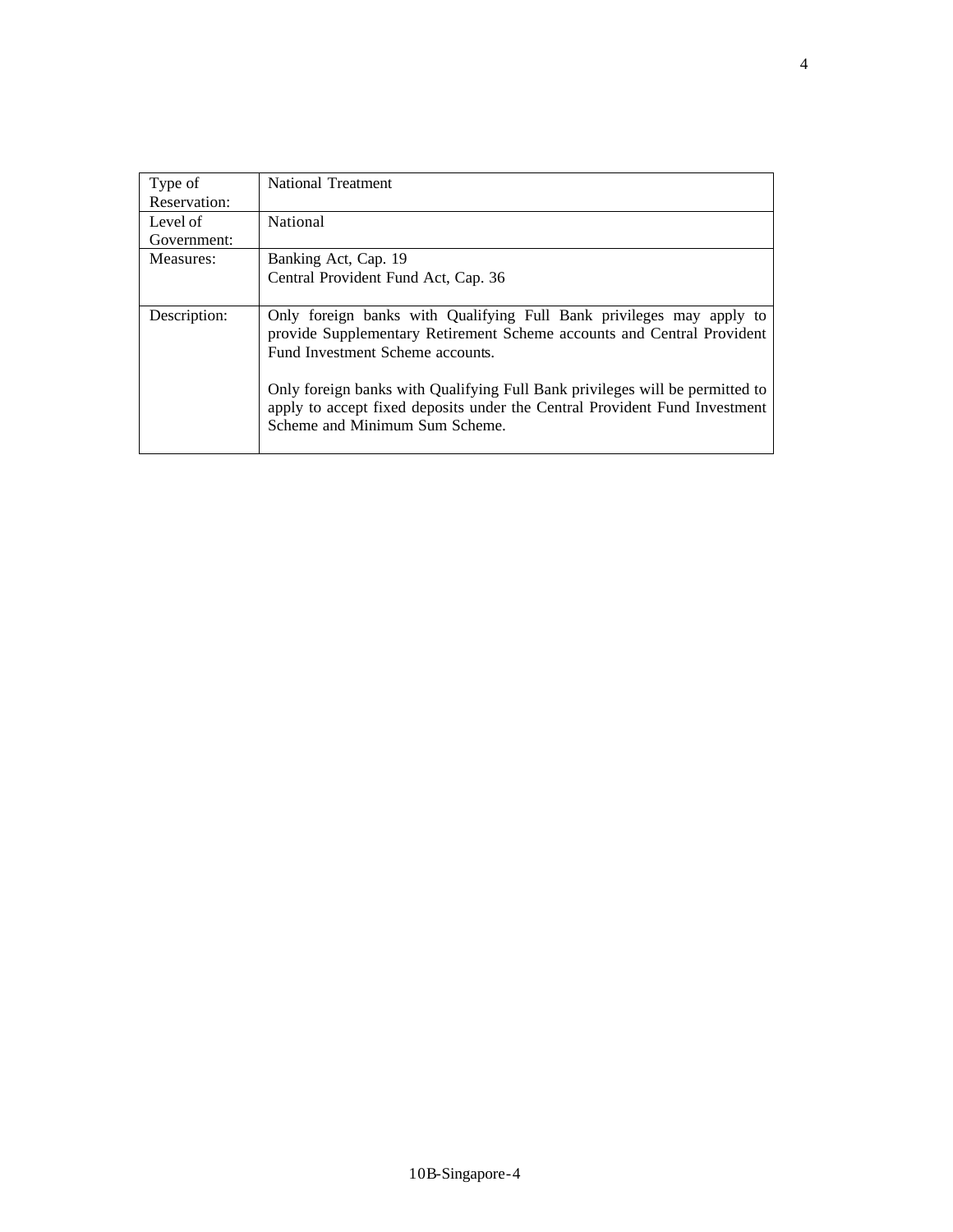| Type of Reservation: | National Treatment |
|---|---|
| Level of Government: | National |
| Measures: | Banking Act, Cap. 19<br>Central Provident Fund Act, Cap. 36 |
| Description: | Only foreign banks with Qualifying Full Bank privileges may apply to provide Supplementary Retirement Scheme accounts and Central Provident Fund Investment Scheme accounts.<br><br>Only foreign banks with Qualifying Full Bank privileges will be permitted to apply to accept fixed deposits under the Central Provident Fund Investment Scheme and Minimum Sum Scheme. |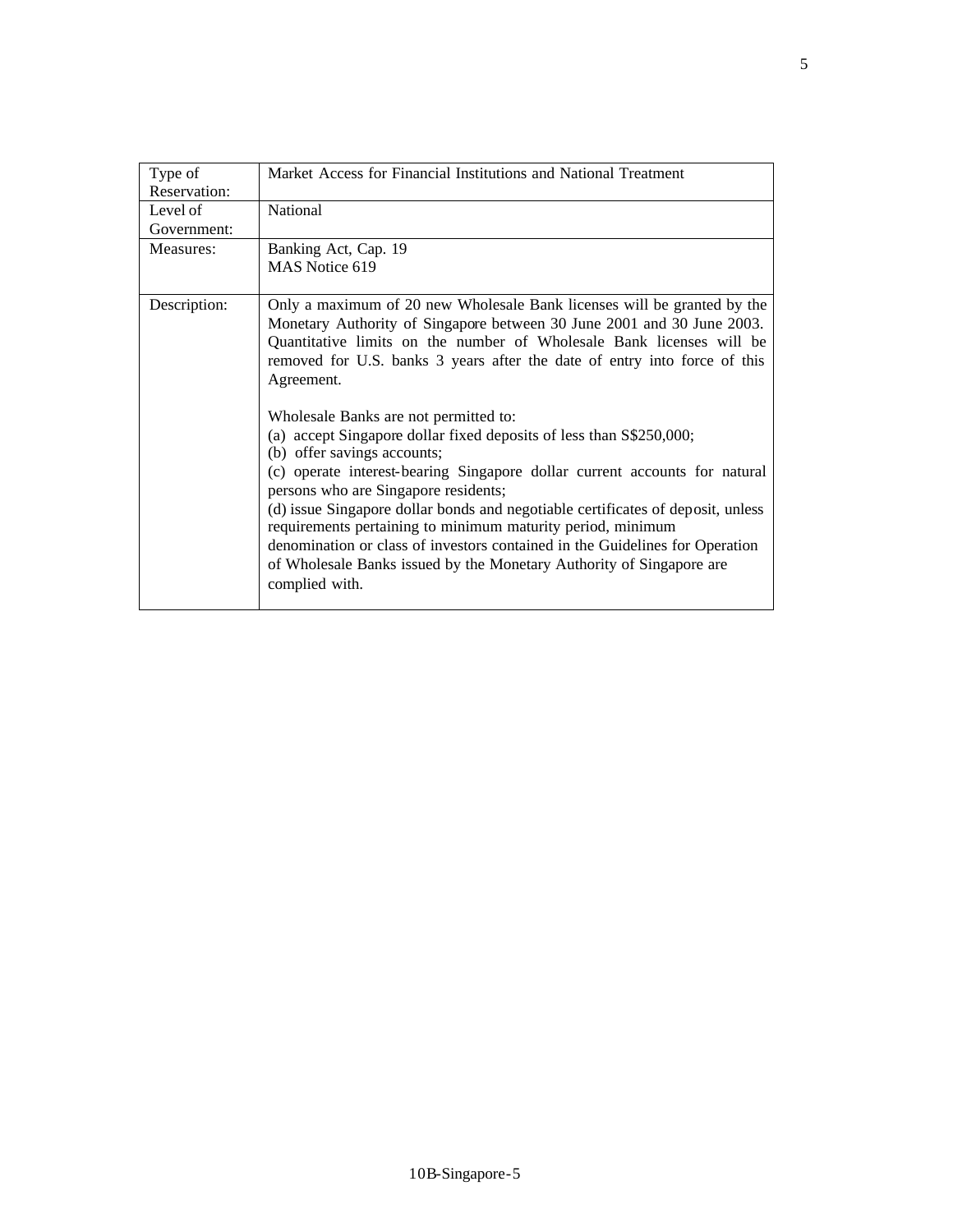| Type of Reservation: | Market Access for Financial Institutions and National Treatment |
|---|---|
| Level of Government: | National |
| Measures: | Banking Act, Cap. 19<br>MAS Notice 619 |
| Description: | Only a maximum of 20 new Wholesale Bank licenses will be granted by the Monetary Authority of Singapore between 30 June 2001 and 30 June 2003. Quantitative limits on the number of Wholesale Bank licenses will be removed for U.S. banks 3 years after the date of entry into force of this Agreement.<br><br>Wholesale Banks are not permitted to:<br>(a) accept Singapore dollar fixed deposits of less than S$250,000;<br>(b) offer savings accounts;<br>(c) operate interest-bearing Singapore dollar current accounts for natural persons who are Singapore residents;<br>(d) issue Singapore dollar bonds and negotiable certificates of deposit, unless requirements pertaining to minimum maturity period, minimum denomination or class of investors contained in the Guidelines for Operation of Wholesale Banks issued by the Monetary Authority of Singapore are complied with. |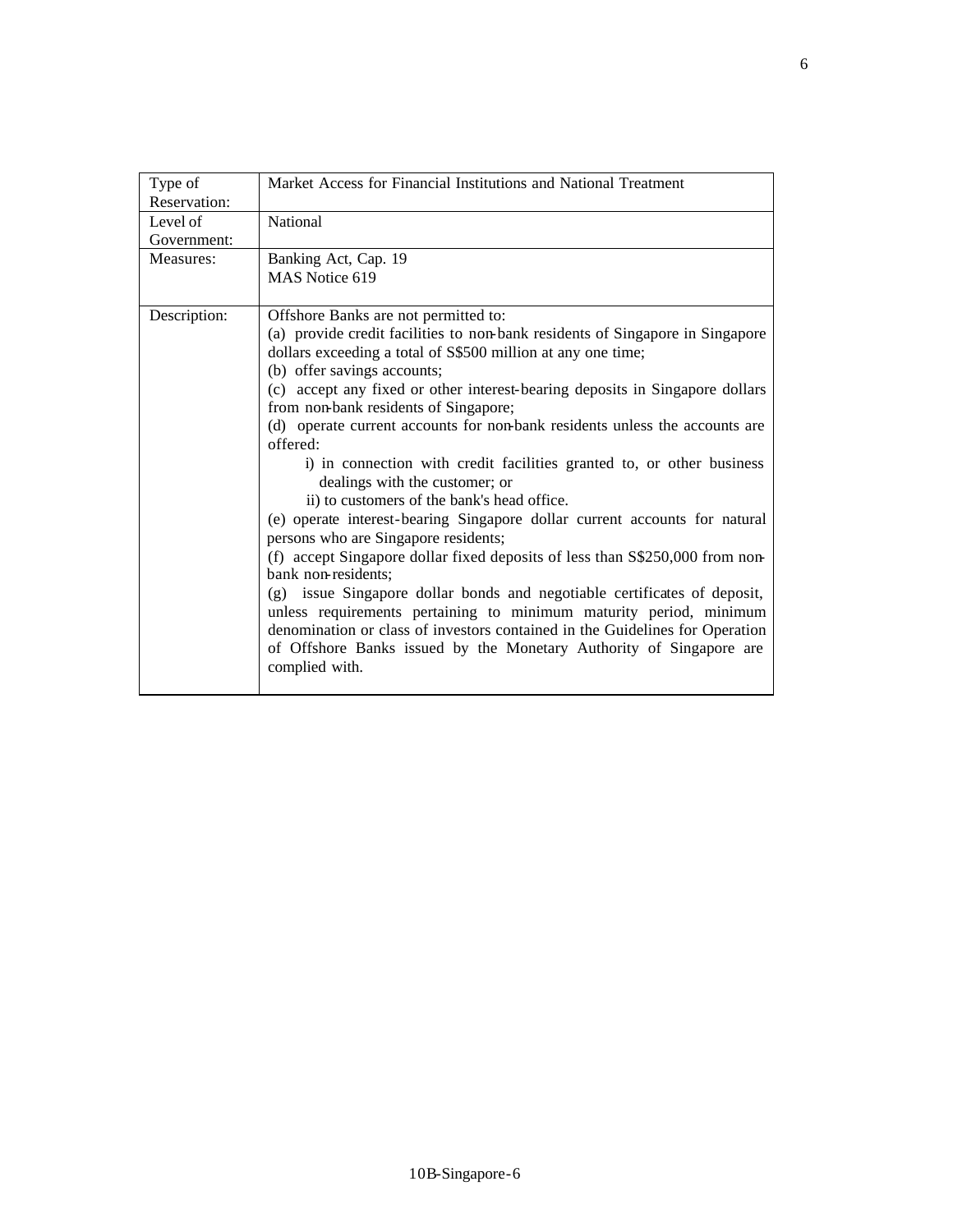| Type of Reservation: | Market Access for Financial Institutions and National Treatment |
|---|---|
| Level of Government: | National |
| Measures: | Banking Act, Cap. 19<br>MAS Notice 619 |
| Description: | Offshore Banks are not permitted to:<br>(a) provide credit facilities to non-bank residents of Singapore in Singapore dollars exceeding a total of S$500 million at any one time;<br>(b) offer savings accounts;<br>(c) accept any fixed or other interest-bearing deposits in Singapore dollars from non-bank residents of Singapore;<br>(d) operate current accounts for non-bank residents unless the accounts are offered:<br>i) in connection with credit facilities granted to, or other business dealings with the customer; or<br>ii) to customers of the bank's head office.<br>(e) operate interest-bearing Singapore dollar current accounts for natural persons who are Singapore residents;<br>(f) accept Singapore dollar fixed deposits of less than S$250,000 from non-bank non-residents;<br>(g) issue Singapore dollar bonds and negotiable certificates of deposit, unless requirements pertaining to minimum maturity period, minimum denomination or class of investors contained in the Guidelines for Operation of Offshore Banks issued by the Monetary Authority of Singapore are complied with. |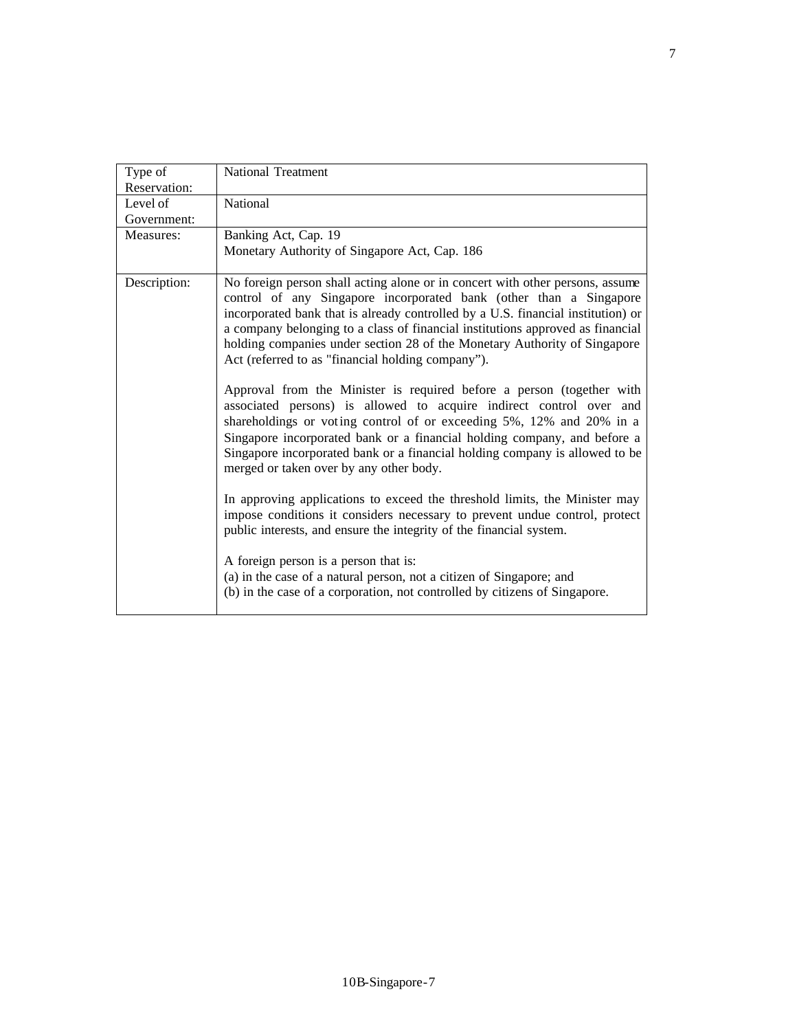| Type of Reservation: | National Treatment |
|---|---|
| Level of Government: | National |
| Measures: | Banking Act, Cap. 19<br>Monetary Authority of Singapore Act, Cap. 186 |
| Description: | No foreign person shall acting alone or in concert with other persons, assume control of any Singapore incorporated bank (other than a Singapore incorporated bank that is already controlled by a U.S. financial institution) or a company belonging to a class of financial institutions approved as financial holding companies under section 28 of the Monetary Authority of Singapore Act (referred to as "financial holding company").<br><br>Approval from the Minister is required before a person (together with associated persons) is allowed to acquire indirect control over and shareholdings or voting control of or exceeding 5%, 12% and 20% in a Singapore incorporated bank or a financial holding company, and before a Singapore incorporated bank or a financial holding company is allowed to be merged or taken over by any other body.<br><br>In approving applications to exceed the threshold limits, the Minister may impose conditions it considers necessary to prevent undue control, protect public interests, and ensure the integrity of the financial system.<br><br>A foreign person is a person that is:<br>(a) in the case of a natural person, not a citizen of Singapore; and<br>(b) in the case of a corporation, not controlled by citizens of Singapore. |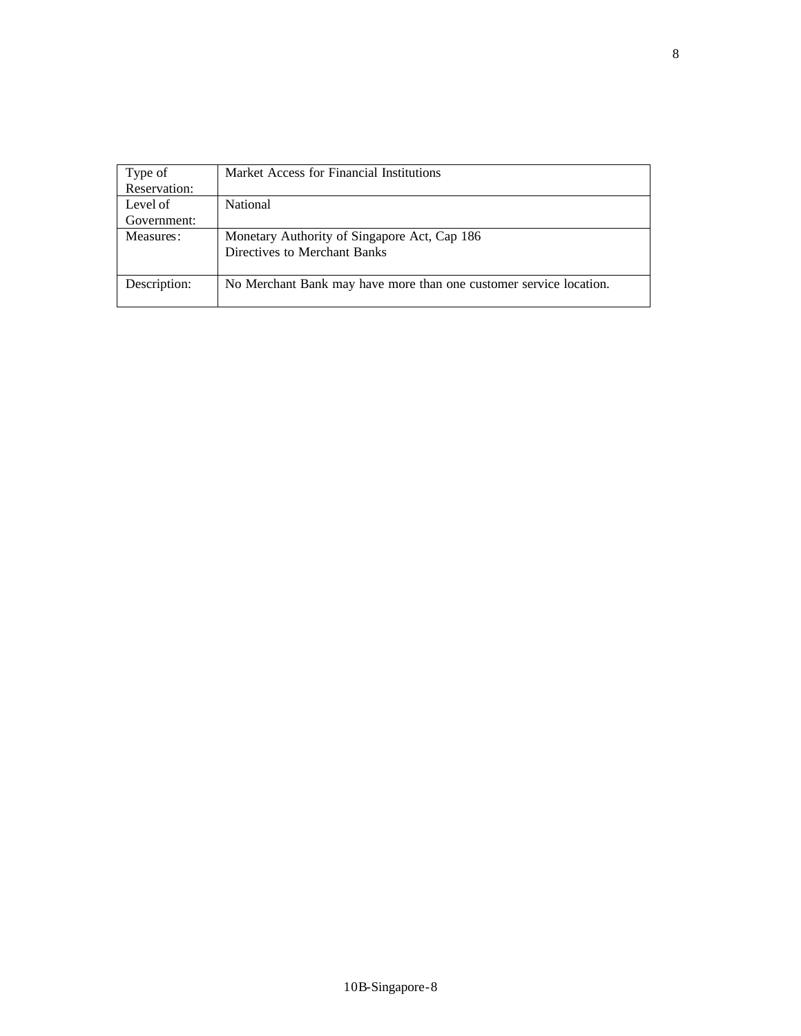| Type of Reservation: | Market Access for Financial Institutions |
|---|---|
| Level of Government: | National |
| Measures: | Monetary Authority of Singapore Act, Cap 186<br>Directives to Merchant Banks |
| Description: | No Merchant Bank may have more than one customer service location. |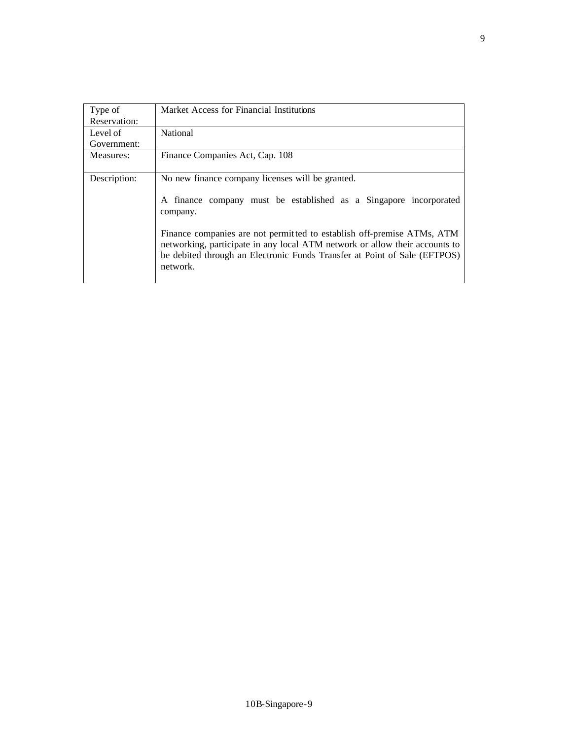| Type of Reservation: | Market Access for Financial Institutions |
| --- | --- |
| Level of Government: | National |
| Measures: | Finance Companies Act, Cap. 108 |
| Description: | No new finance company licenses will be granted.<br><br>A finance company must be established as a Singapore incorporated company.<br><br>Finance companies are not permitted to establish off-premise ATMs, ATM networking, participate in any local ATM network or allow their accounts to be debited through an Electronic Funds Transfer at Point of Sale (EFTPOS) network. |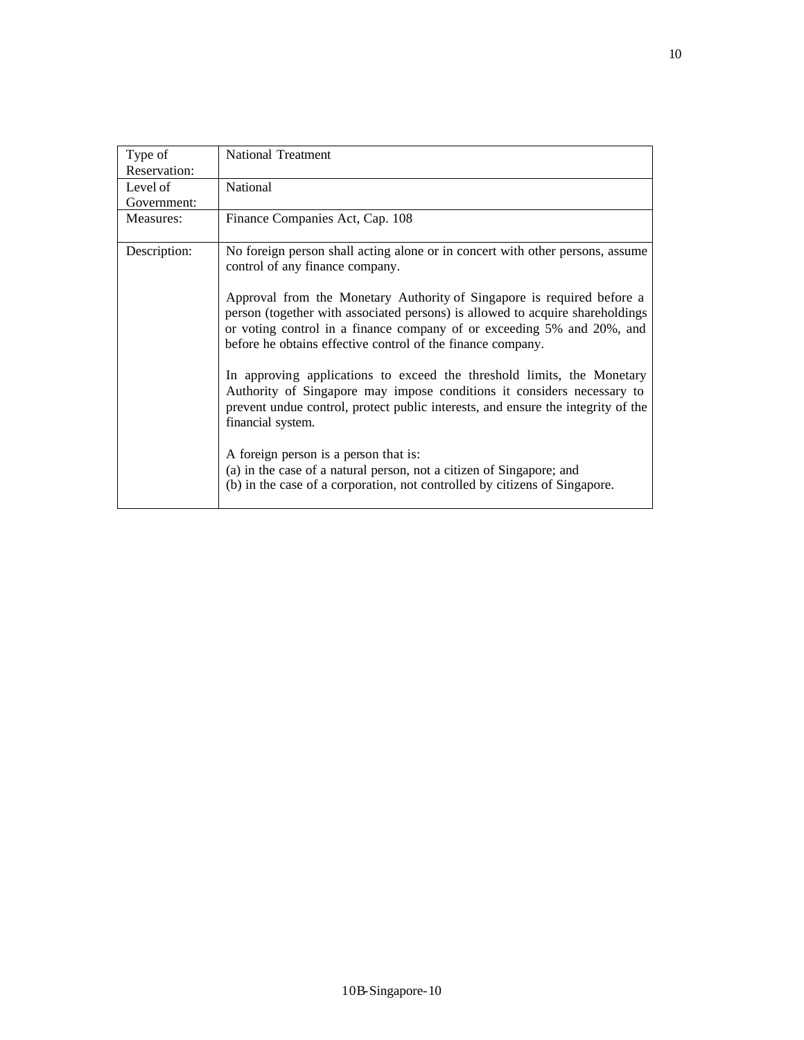| Type of Reservation: | National Treatment |
|---|---|
| Level of Government: | National |
| Measures: | Finance Companies Act, Cap. 108 |
| Description: | No foreign person shall acting alone or in concert with other persons, assume control of any finance company.<br><br>Approval from the Monetary Authority of Singapore is required before a person (together with associated persons) is allowed to acquire shareholdings or voting control in a finance company of or exceeding 5% and 20%, and before he obtains effective control of the finance company.<br><br>In approving applications to exceed the threshold limits, the Monetary Authority of Singapore may impose conditions it considers necessary to prevent undue control, protect public interests, and ensure the integrity of the financial system.<br><br>A foreign person is a person that is:<br>(a) in the case of a natural person, not a citizen of Singapore; and<br>(b) in the case of a corporation, not controlled by citizens of Singapore. |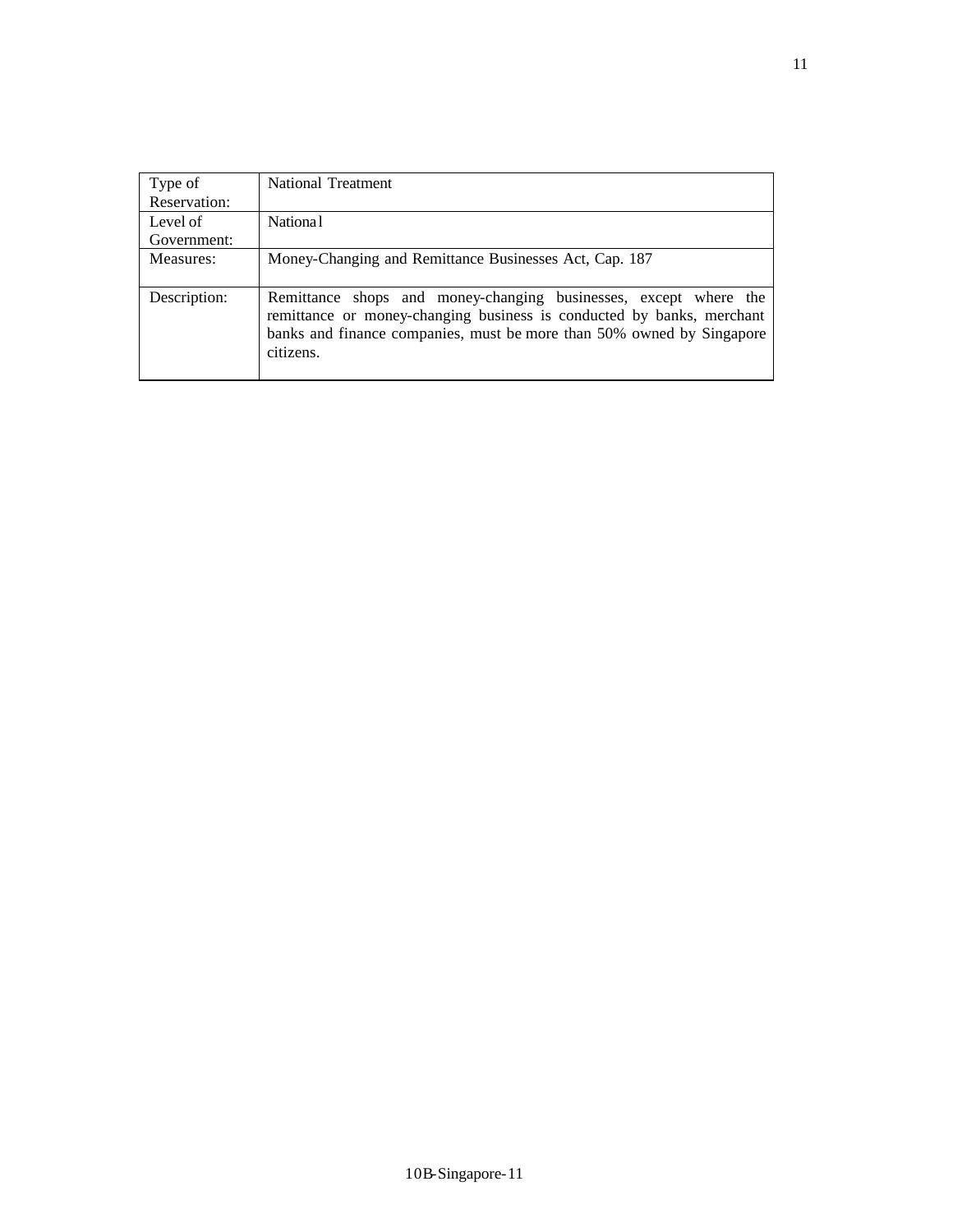| Type of Reservation: | National Treatment |
|---|---|
| Level of Government: | National |
| Measures: | Money-Changing and Remittance Businesses Act, Cap. 187 |
| Description: | Remittance shops and money-changing businesses, except where the remittance or money-changing business is conducted by banks, merchant banks and finance companies, must be more than 50% owned by Singapore citizens. |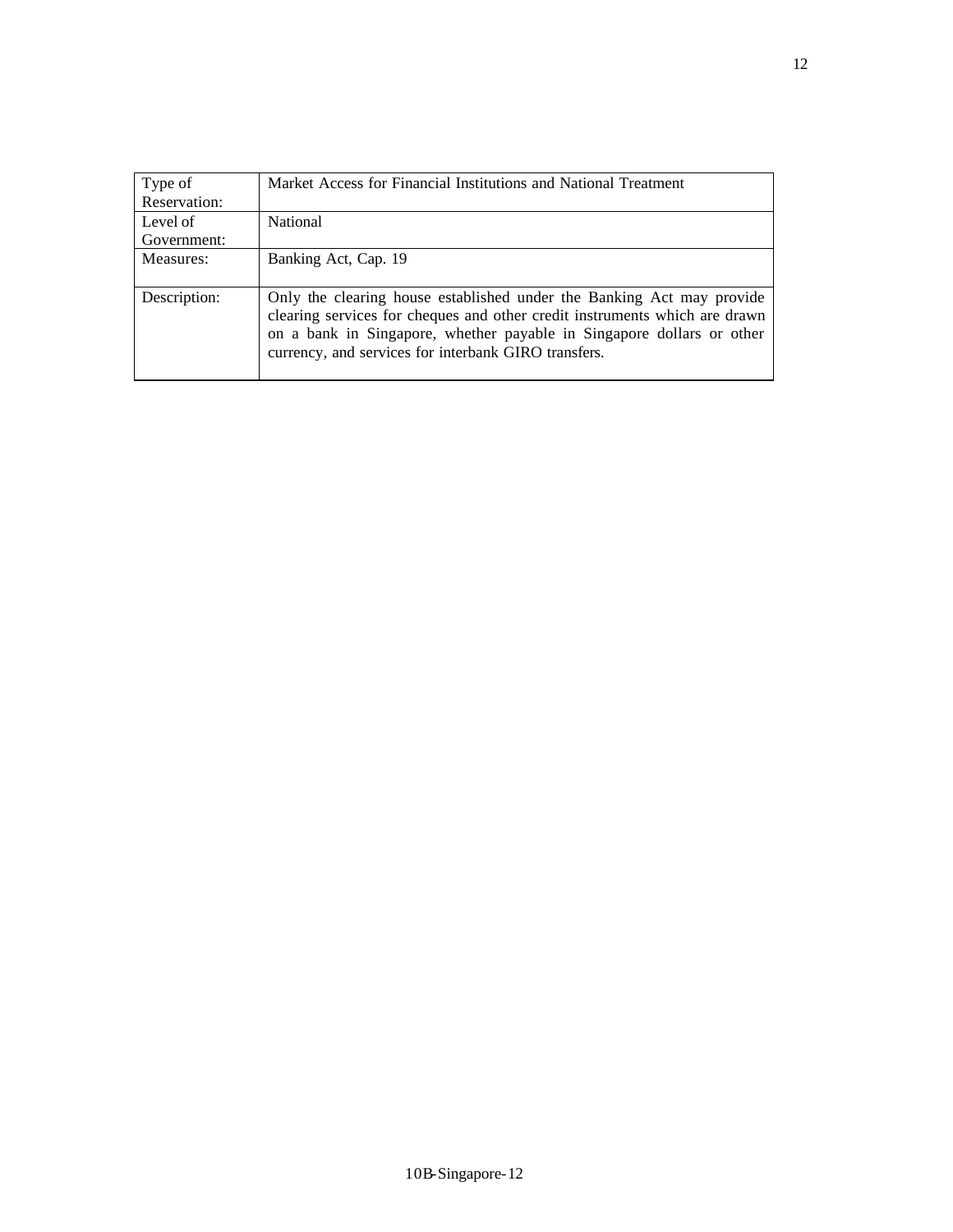| Type of Reservation: | Market Access for Financial Institutions and National Treatment |
|---|---|
| Level of Government: | National |
| Measures: | Banking Act, Cap. 19 |
| Description: | Only the clearing house established under the Banking Act may provide clearing services for cheques and other credit instruments which are drawn on a bank in Singapore, whether payable in Singapore dollars or other currency, and services for interbank GIRO transfers. |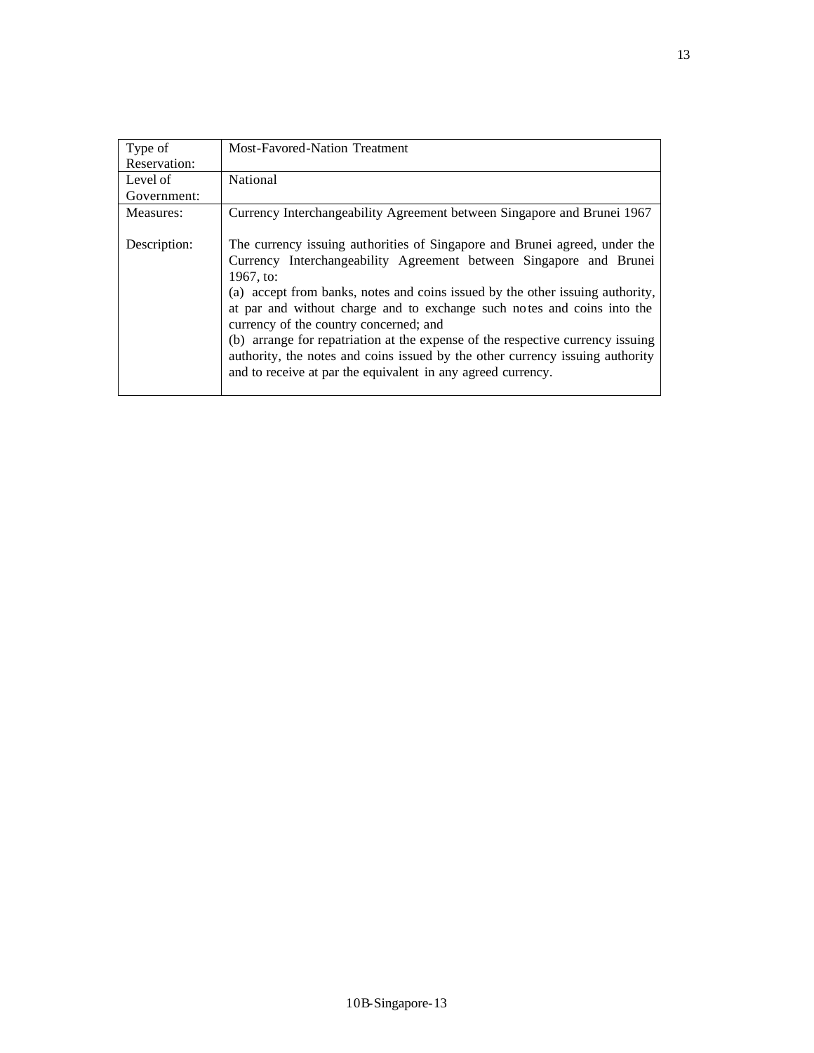| Type of Reservation: | Most-Favored-Nation Treatment |
| --- | --- |
| Level of Government: | National |
| Measures: | Currency Interchangeability Agreement between Singapore and Brunei 1967 |
| Description: | The currency issuing authorities of Singapore and Brunei agreed, under the Currency Interchangeability Agreement between Singapore and Brunei 1967, to:<br>(a) accept from banks, notes and coins issued by the other issuing authority, at par and without charge and to exchange such notes and coins into the currency of the country concerned; and<br>(b) arrange for repatriation at the expense of the respective currency issuing authority, the notes and coins issued by the other currency issuing authority and to receive at par the equivalent in any agreed currency. |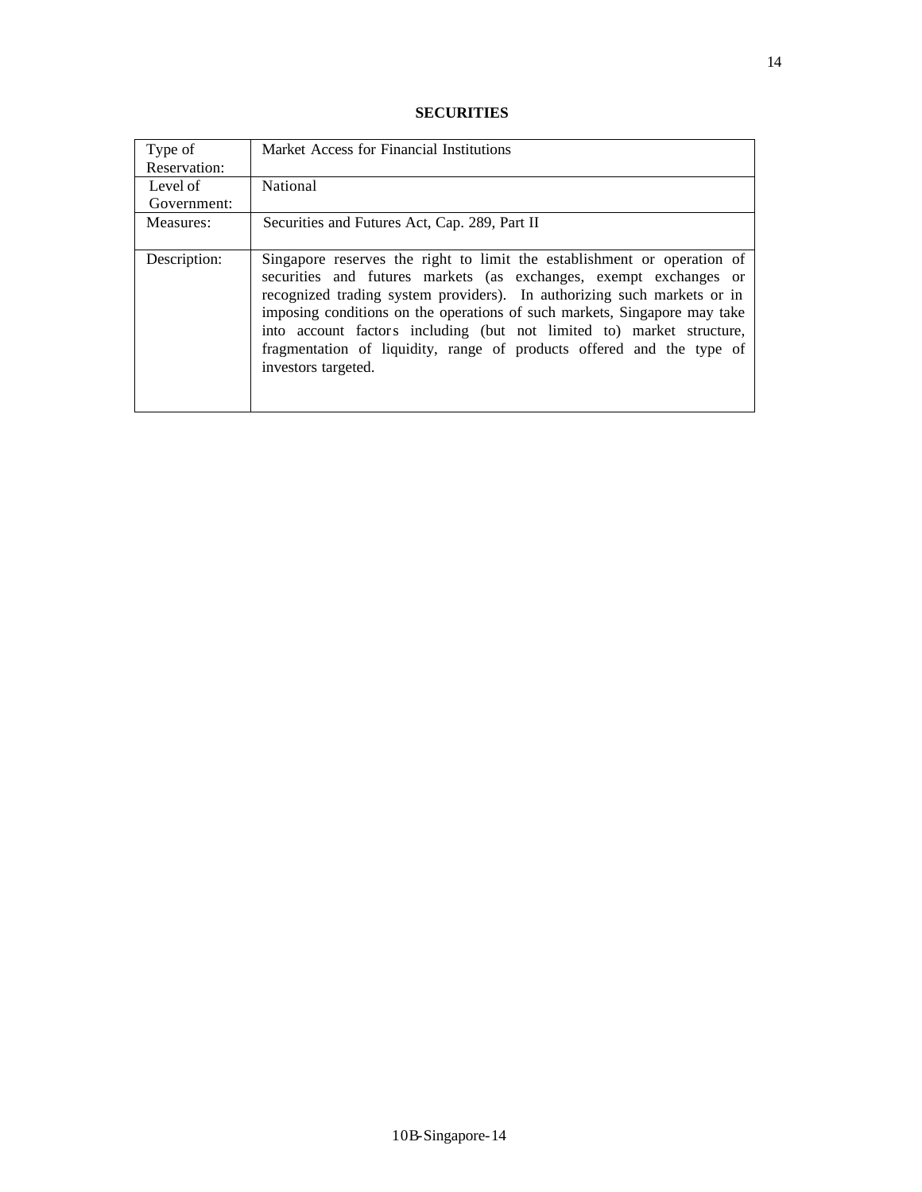**SECURITIES**

| Type of Reservation: | Market Access for Financial Institutions |
|---|---|
| Level of Government: | National |
| Measures: | Securities and Futures Act, Cap. 289, Part II |
| Description: | Singapore reserves the right to limit the establishment or operation of securities and futures markets (as exchanges, exempt exchanges or recognized trading system providers). In authorizing such markets or in imposing conditions on the operations of such markets, Singapore may take into account factors including (but not limited to) market structure, fragmentation of liquidity, range of products offered and the type of investors targeted. |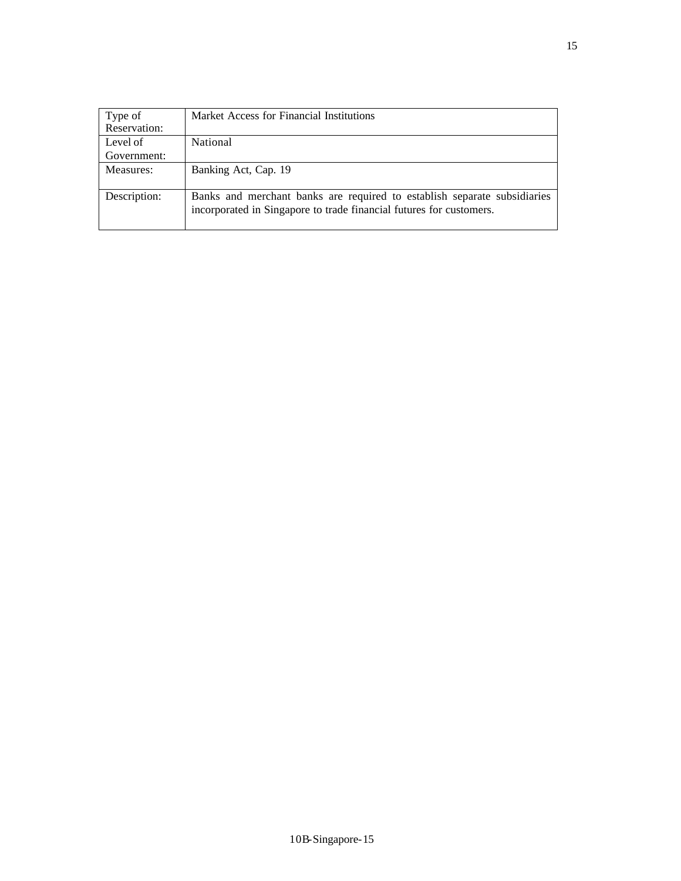| Type of Reservation: | Market Access for Financial Institutions |
|---|---|
| Level of Government: | National |
| Measures: | Banking Act, Cap. 19 |
| Description: | Banks and merchant banks are required to establish separate subsidiaries incorporated in Singapore to trade financial futures for customers. |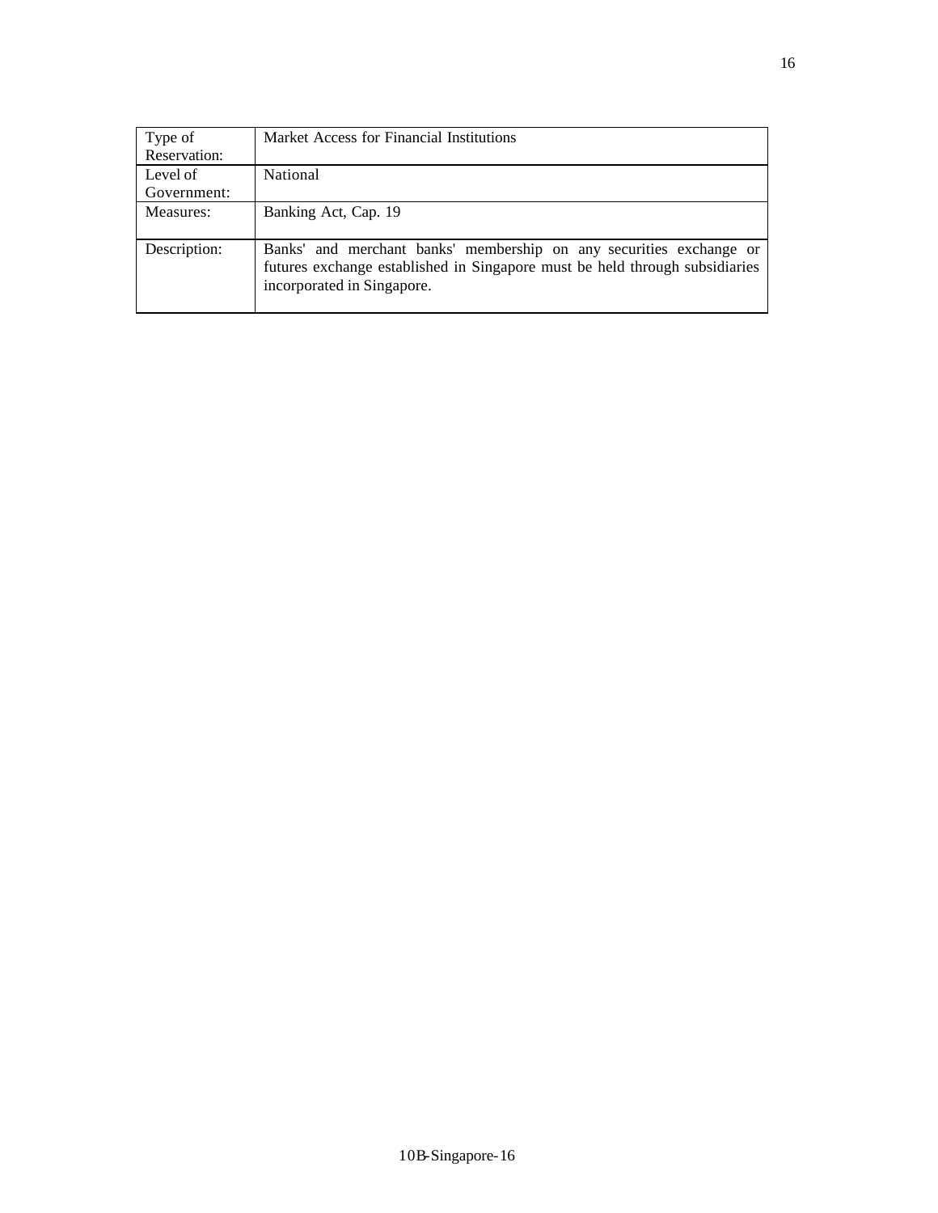| Type of Reservation: | Market Access for Financial Institutions |
|---|---|
| Level of Government: | National |
| Measures: | Banking Act, Cap. 19 |
| Description: | Banks' and merchant banks' membership on any securities exchange or futures exchange established in Singapore must be held through subsidiaries incorporated in Singapore. |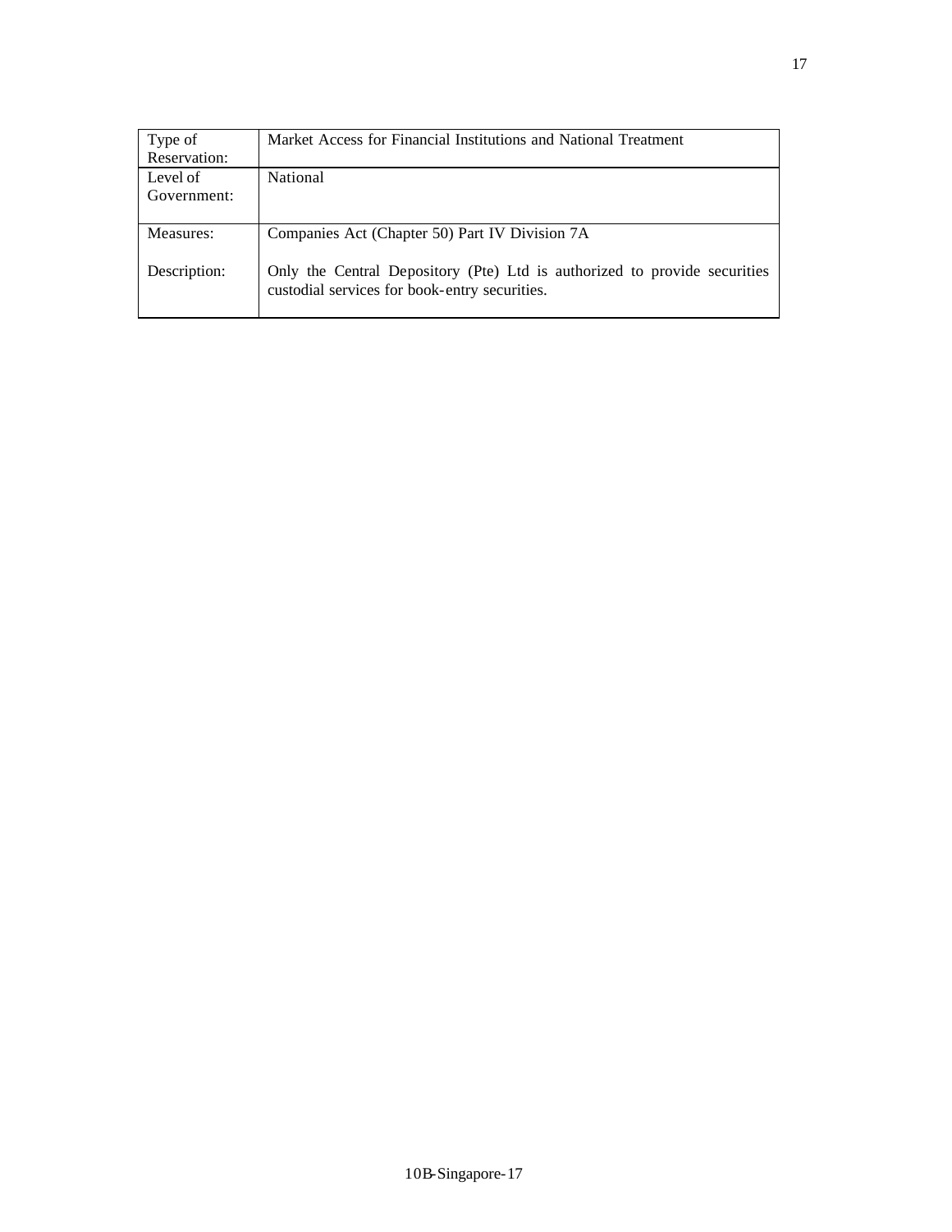| Type of Reservation: | Market Access for Financial Institutions and National Treatment |
|---|---|
| Level of Government: | National |
| Measures: | Companies Act (Chapter 50) Part IV Division 7A |
| Description: | Only the Central Depository (Pte) Ltd is authorized to provide securities custodial services for book-entry securities. |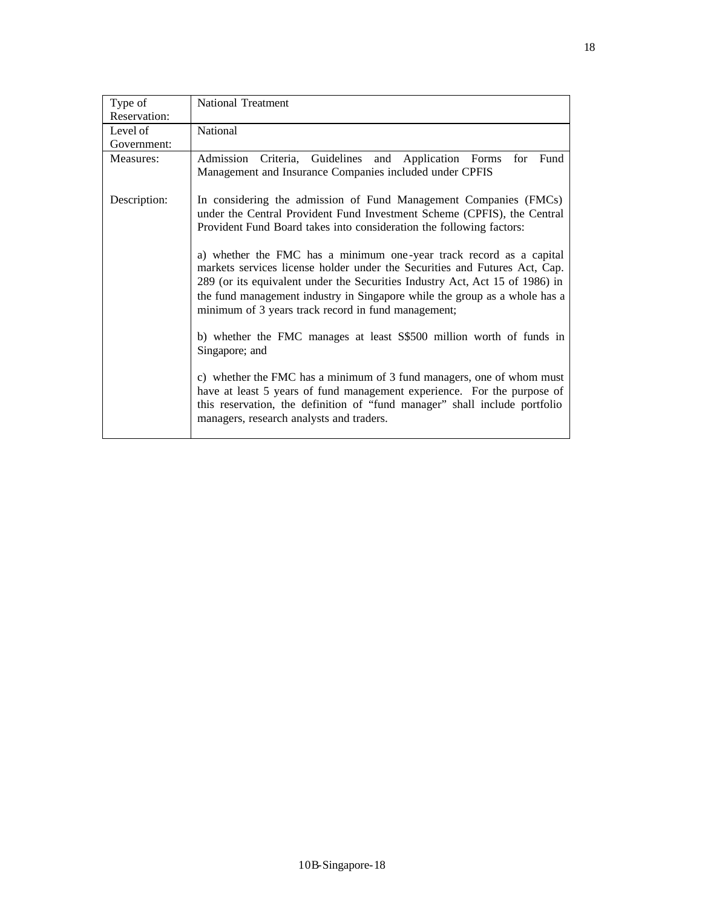| Type of Reservation: | National Treatment |
|---|---|
| Level of Government: | National |
| Measures: | Admission Criteria, Guidelines and Application Forms for Fund Management and Insurance Companies included under CPFIS |
| Description: | In considering the admission of Fund Management Companies (FMCs) under the Central Provident Fund Investment Scheme (CPFIS), the Central Provident Fund Board takes into consideration the following factors:<br><br>a) whether the FMC has a minimum one-year track record as a capital markets services license holder under the Securities and Futures Act, Cap. 289 (or its equivalent under the Securities Industry Act, Act 15 of 1986) in the fund management industry in Singapore while the group as a whole has a minimum of 3 years track record in fund management;<br><br>b) whether the FMC manages at least S$500 million worth of funds in Singapore; and<br><br>c) whether the FMC has a minimum of 3 fund managers, one of whom must have at least 5 years of fund management experience. For the purpose of this reservation, the definition of "fund manager" shall include portfolio managers, research analysts and traders. |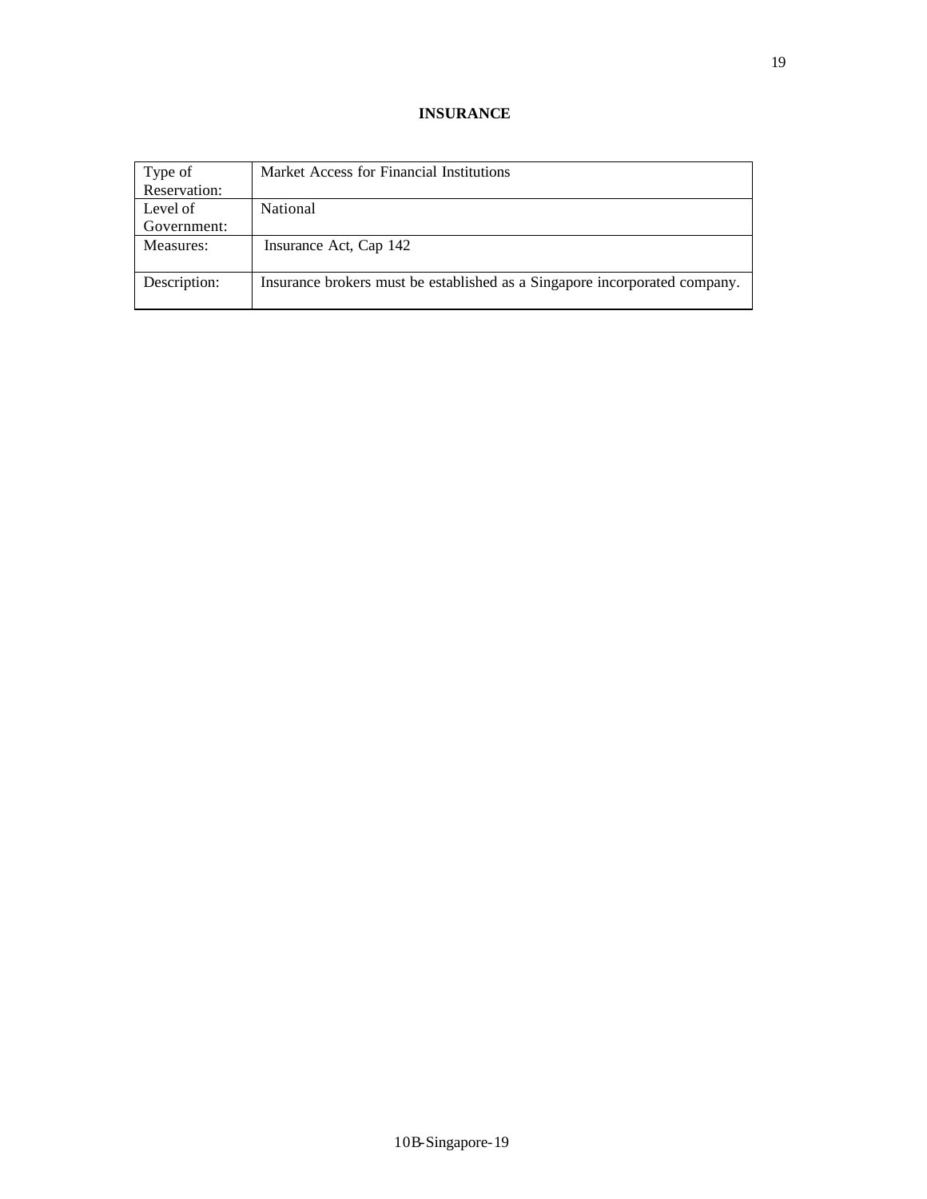**INSURANCE**

| Type of Reservation: | Market Access for Financial Institutions |
|---|---|
| Level of Government: | National |
| Measures: | Insurance Act, Cap 142 |
| Description: | Insurance brokers must be established as a Singapore incorporated company. |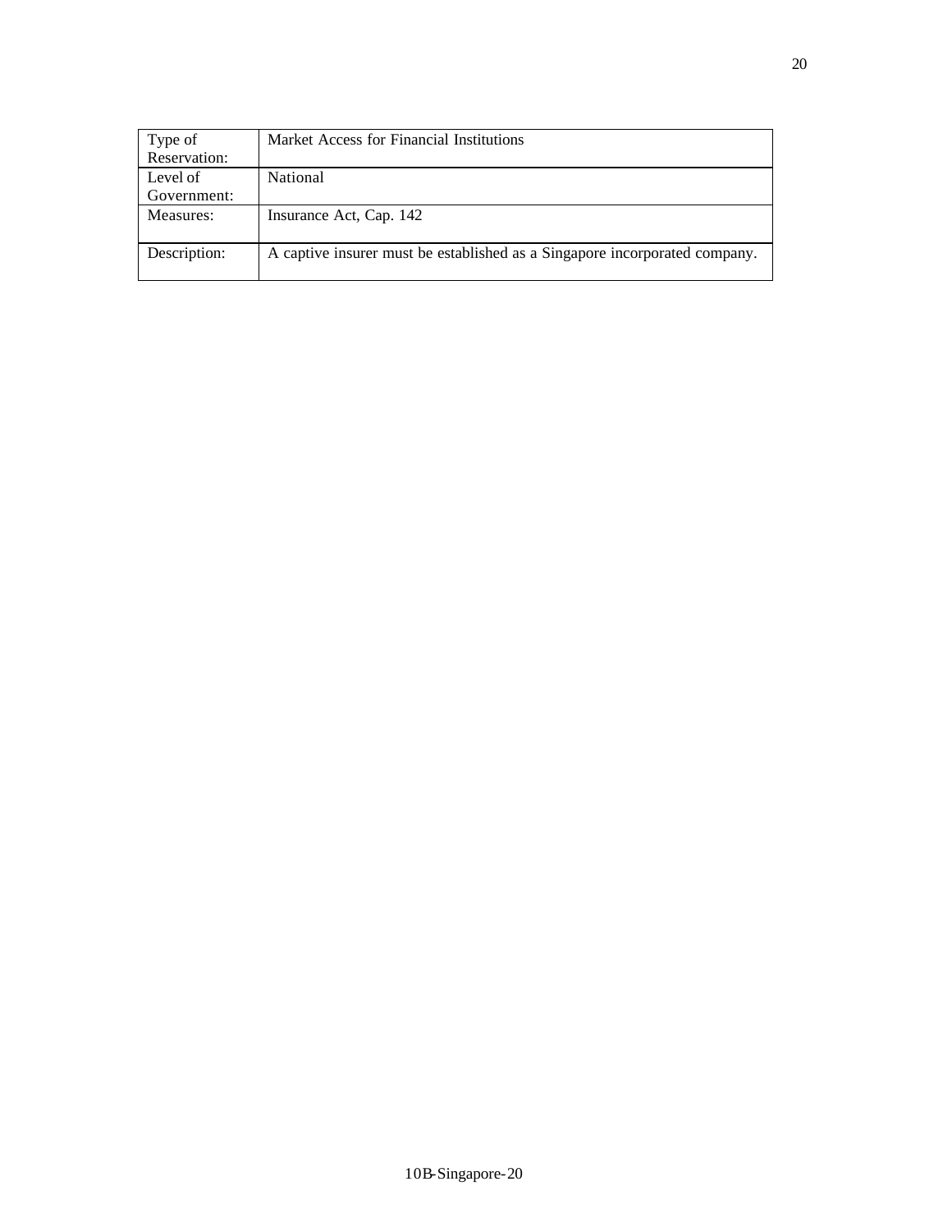| Type of Reservation: | Market Access for Financial Institutions |
| --- | --- |
| Level of Government: | National |
| Measures: | Insurance Act, Cap. 142 |
| Description: | A captive insurer must be established as a Singapore incorporated company. |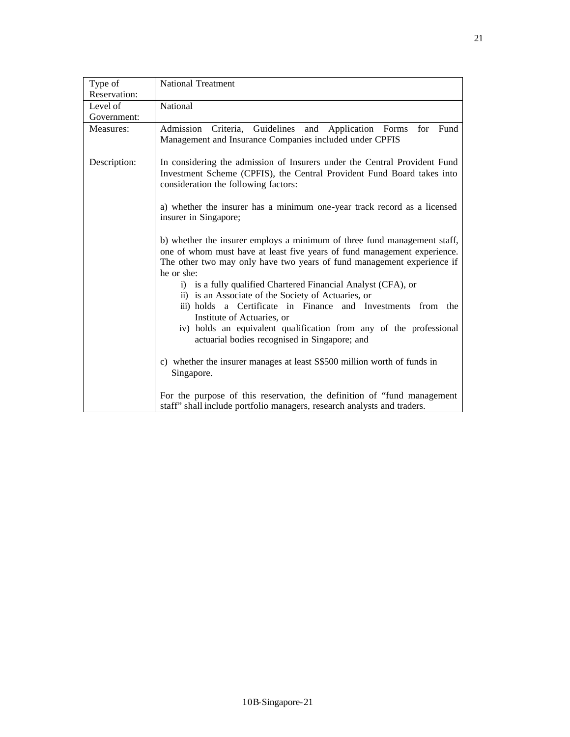| Type of Reservation: | National Treatment |
|---|---|
| Level of Government: | National |
| Measures: | Admission Criteria, Guidelines and Application Forms for Fund Management and Insurance Companies included under CPFIS |
| Description: | In considering the admission of Insurers under the Central Provident Fund Investment Scheme (CPFIS), the Central Provident Fund Board takes into consideration the following factors:<br><br>a) whether the insurer has a minimum one-year track record as a licensed insurer in Singapore;<br><br>b) whether the insurer employs a minimum of three fund management staff, one of whom must have at least five years of fund management experience. The other two may only have two years of fund management experience if he or she:<br>i) is a fully qualified Chartered Financial Analyst (CFA), or<br>ii) is an Associate of the Society of Actuaries, or<br>iii) holds a Certificate in Finance and Investments from the Institute of Actuaries, or<br>iv) holds an equivalent qualification from any of the professional actuarial bodies recognised in Singapore; and<br><br>c) whether the insurer manages at least S$500 million worth of funds in Singapore.<br><br>For the purpose of this reservation, the definition of "fund management staff" shall include portfolio managers, research analysts and traders. |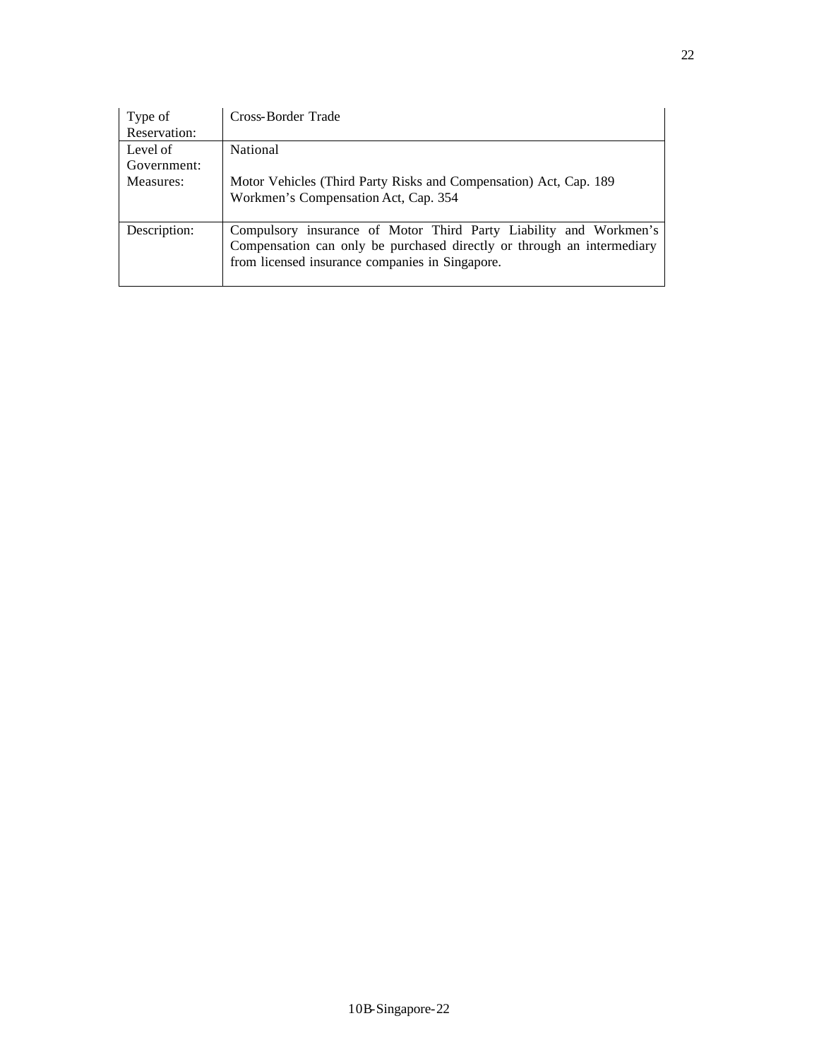| Type of Reservation: | Cross-Border Trade |
|---|---|
| Level of Government: | National |
| Measures: | Motor Vehicles (Third Party Risks and Compensation) Act, Cap. 189<br>Workmen's Compensation Act, Cap. 354 |
| Description: | Compulsory insurance of Motor Third Party Liability and Workmen's Compensation can only be purchased directly or through an intermediary from licensed insurance companies in Singapore. |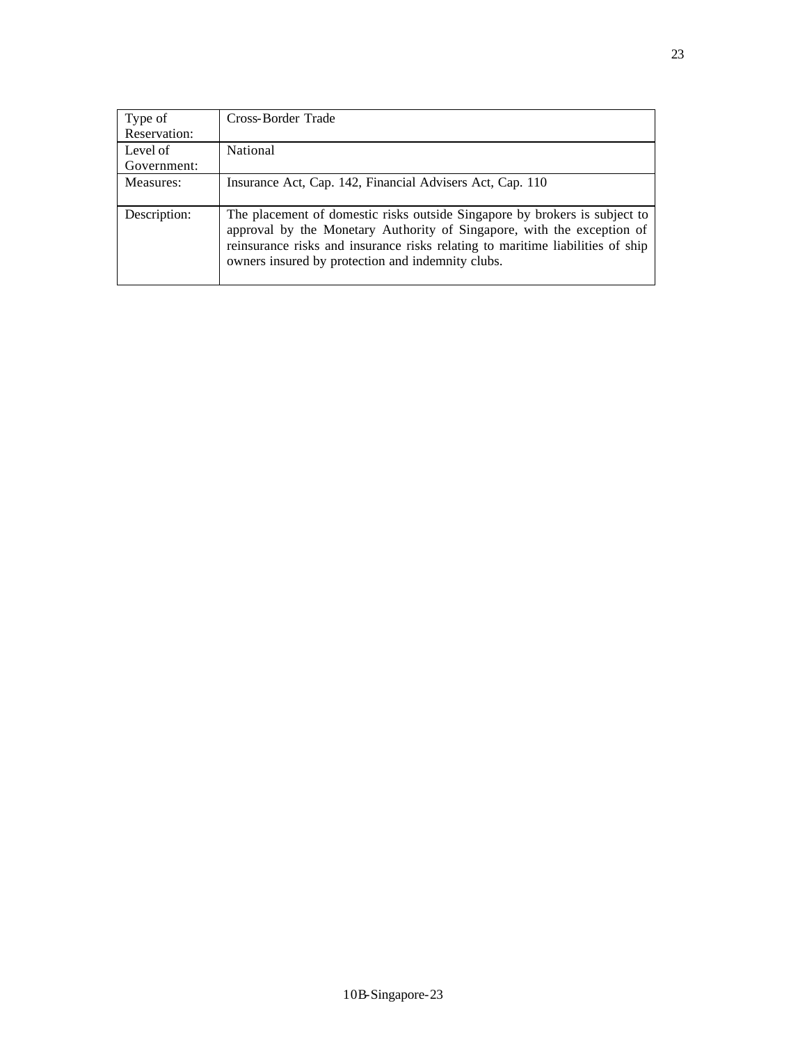| Type of Reservation: | Cross-Border Trade |
| --- | --- |
| Level of Government: | National |
| Measures: | Insurance Act, Cap. 142, Financial Advisers Act, Cap. 110 |
| Description: | The placement of domestic risks outside Singapore by brokers is subject to approval by the Monetary Authority of Singapore, with the exception of reinsurance risks and insurance risks relating to maritime liabilities of ship owners insured by protection and indemnity clubs. |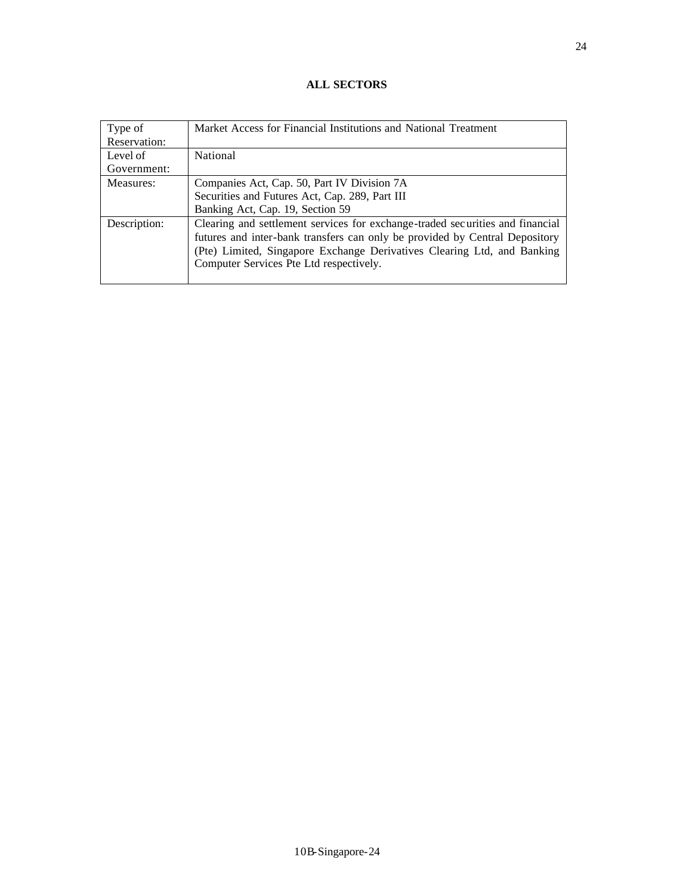**ALL SECTORS**

| Type of Reservation: | Market Access for Financial Institutions and National Treatment |
|---|---|
| Level of Government: | National |
| Measures: | Companies Act, Cap. 50, Part IV Division 7A<br>Securities and Futures Act, Cap. 289, Part III<br>Banking Act, Cap. 19, Section 59 |
| Description: | Clearing and settlement services for exchange-traded securities and financial futures and inter-bank transfers can only be provided by Central Depository (Pte) Limited, Singapore Exchange Derivatives Clearing Ltd, and Banking Computer Services Pte Ltd respectively. |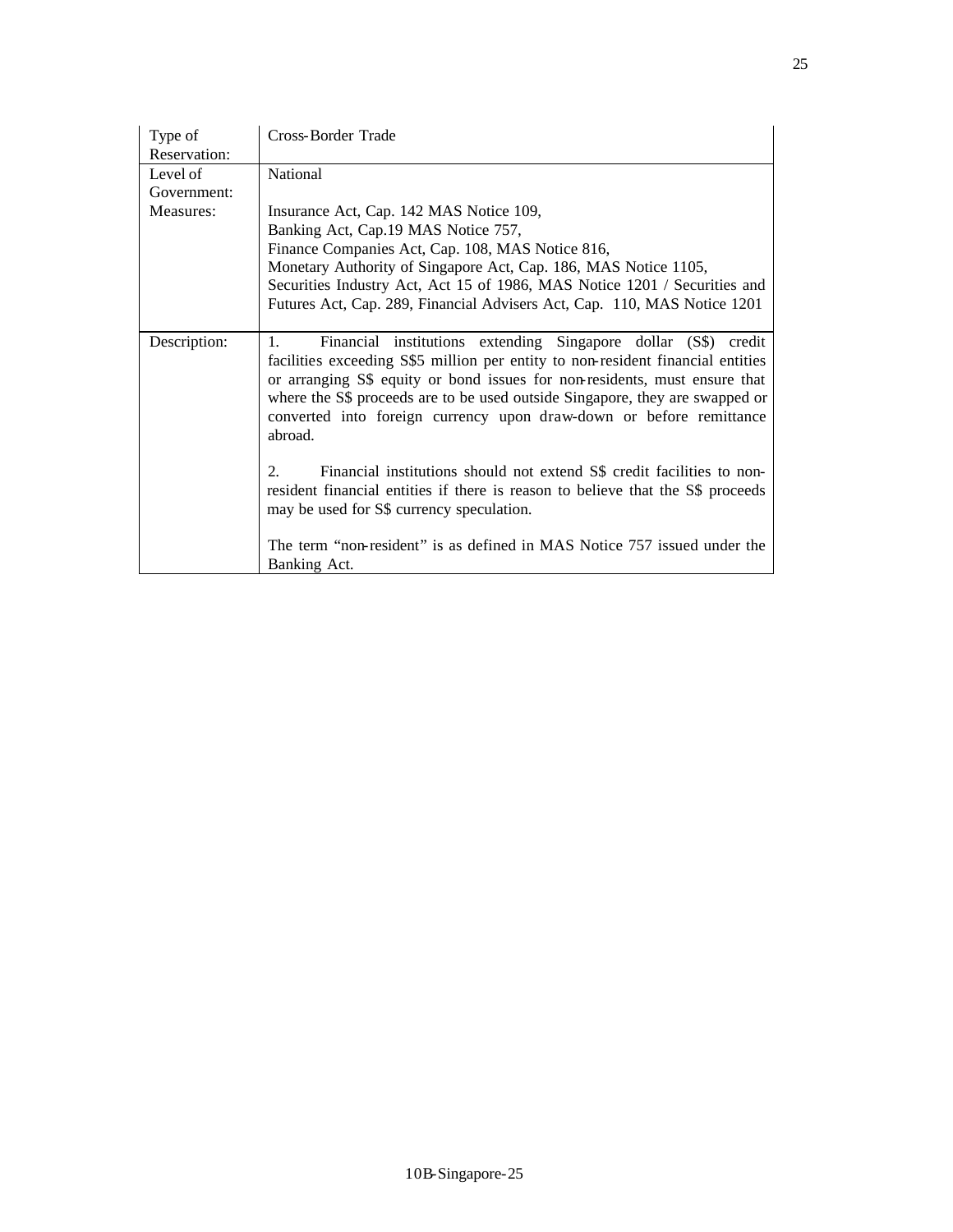| | |
|---|---|
| Type of Reservation: | Cross-Border Trade |
| Level of Government: | National |
| Measures: | Insurance Act, Cap. 142 MAS Notice 109,<br>Banking Act, Cap.19 MAS Notice 757,<br>Finance Companies Act, Cap. 108, MAS Notice 816,<br>Monetary Authority of Singapore Act, Cap. 186, MAS Notice 1105,<br>Securities Industry Act, Act 15 of 1986, MAS Notice 1201 / Securities and Futures Act, Cap. 289, Financial Advisers Act, Cap. 110, MAS Notice 1201 |
| Description: | 1. Financial institutions extending Singapore dollar (S$) credit facilities exceeding S$5 million per entity to non-resident financial entities or arranging S$ equity or bond issues for non-residents, must ensure that where the S$ proceeds are to be used outside Singapore, they are swapped or converted into foreign currency upon draw-down or before remittance abroad.<br><br>2. Financial institutions should not extend S$ credit facilities to non-resident financial entities if there is reason to believe that the S$ proceeds may be used for S$ currency speculation.<br><br>The term "non-resident" is as defined in MAS Notice 757 issued under the Banking Act. |